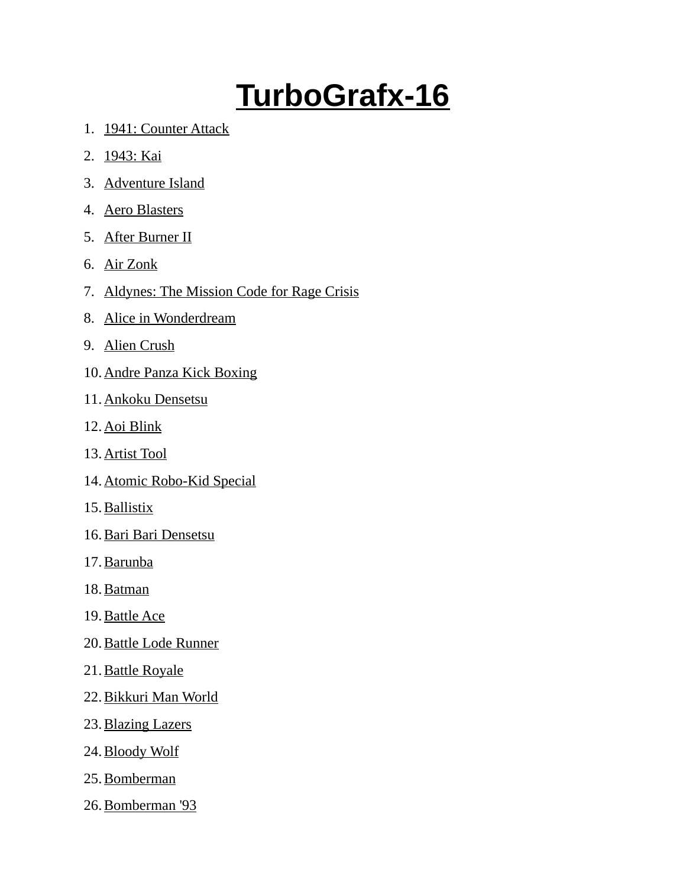# TurboGrafx-16

1. 1941: Counter Attack
2. 1943: Kai
3. Adventure Island
4. Aero Blasters
5. After Burner II
6. Air Zonk
7. Aldynes: The Mission Code for Rage Crisis
8. Alice in Wonderdream
9. Alien Crush
10. Andre Panza Kick Boxing
11. Ankoku Densetsu
12. Aoi Blink
13. Artist Tool
14. Atomic Robo-Kid Special
15. Ballistix
16. Bari Bari Densetsu
17. Barunba
18. Batman
19. Battle Ace
20. Battle Lode Runner
21. Battle Royale
22. Bikkuri Man World
23. Blazing Lazers
24. Bloody Wolf
25. Bomberman
26. Bomberman '93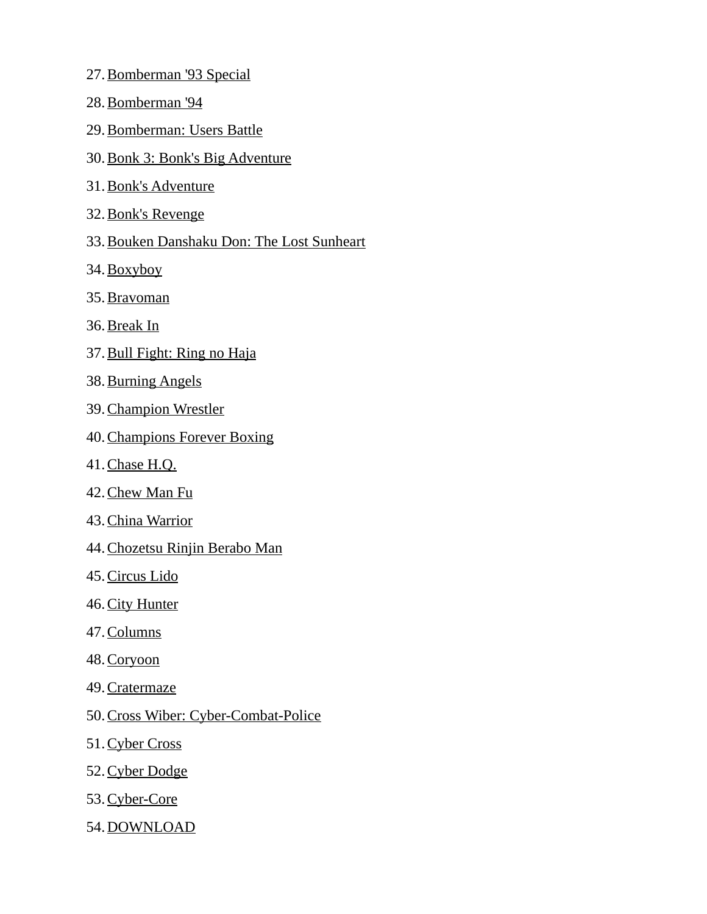27. Bomberman '93 Special
28. Bomberman '94
29. Bomberman: Users Battle
30. Bonk 3: Bonk's Big Adventure
31. Bonk's Adventure
32. Bonk's Revenge
33. Bouken Danshaku Don: The Lost Sunheart
34. Boxyboy
35. Bravoman
36. Break In
37. Bull Fight: Ring no Haja
38. Burning Angels
39. Champion Wrestler
40. Champions Forever Boxing
41. Chase H.Q.
42. Chew Man Fu
43. China Warrior
44. Chozetsu Rinjin Berabo Man
45. Circus Lido
46. City Hunter
47. Columns
48. Coryoon
49. Cratermaze
50. Cross Wiber: Cyber-Combat-Police
51. Cyber Cross
52. Cyber Dodge
53. Cyber-Core
54. DOWNLOAD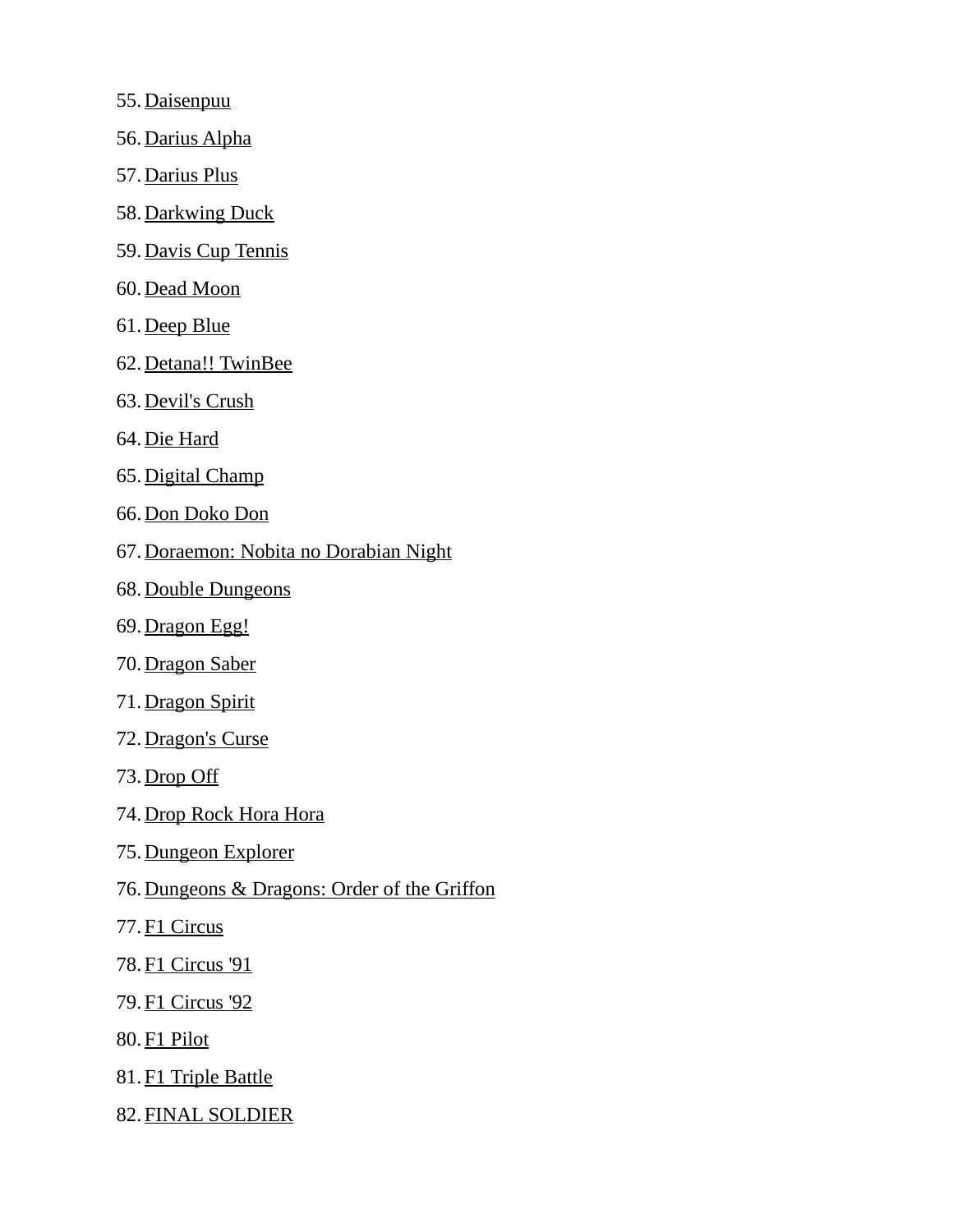55. Daisenpuu
56. Darius Alpha
57. Darius Plus
58. Darkwing Duck
59. Davis Cup Tennis
60. Dead Moon
61. Deep Blue
62. Detana!! TwinBee
63. Devil's Crush
64. Die Hard
65. Digital Champ
66. Don Doko Don
67. Doraemon: Nobita no Dorabian Night
68. Double Dungeons
69. Dragon Egg!
70. Dragon Saber
71. Dragon Spirit
72. Dragon's Curse
73. Drop Off
74. Drop Rock Hora Hora
75. Dungeon Explorer
76. Dungeons & Dragons: Order of the Griffon
77. F1 Circus
78. F1 Circus '91
79. F1 Circus '92
80. F1 Pilot
81. F1 Triple Battle
82. FINAL SOLDIER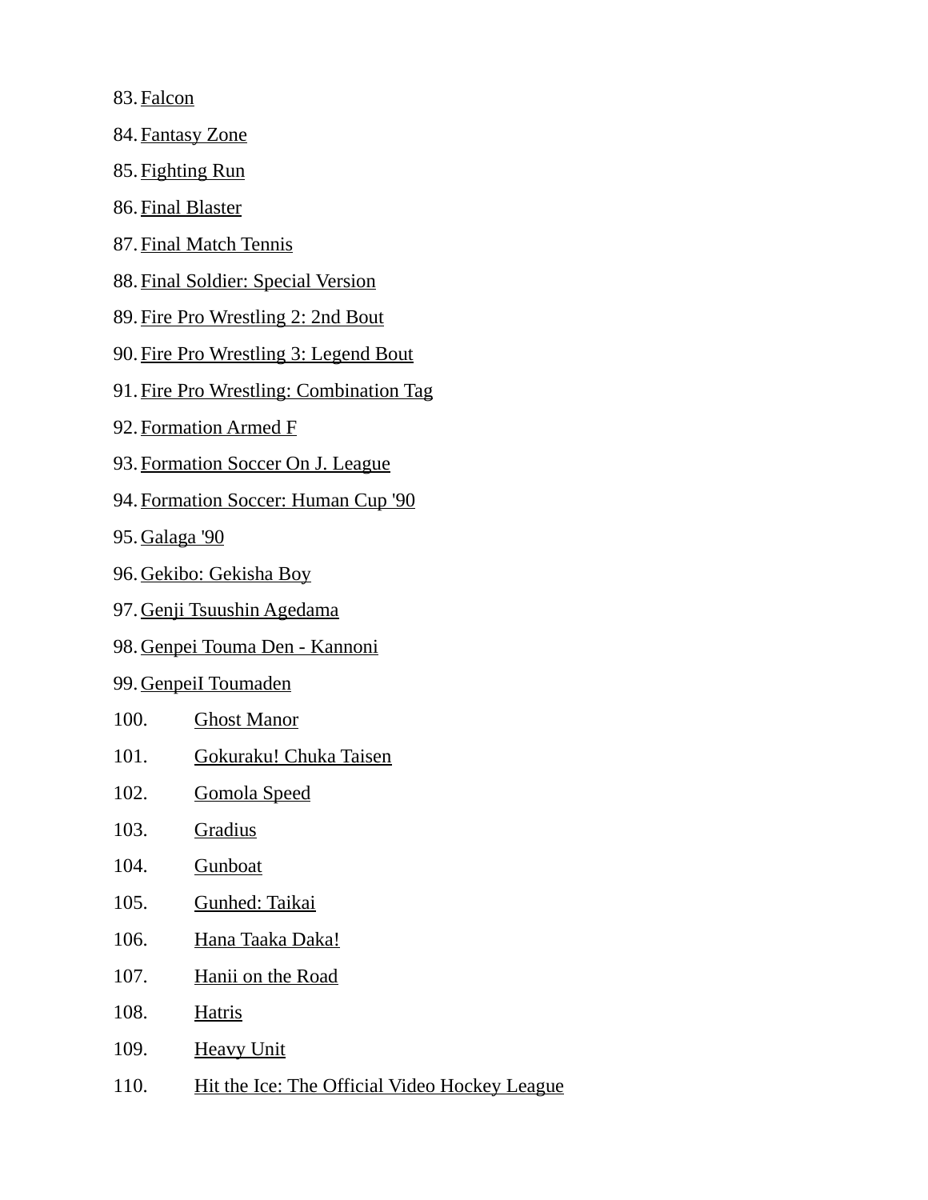83. Falcon
84. Fantasy Zone
85. Fighting Run
86. Final Blaster
87. Final Match Tennis
88. Final Soldier: Special Version
89. Fire Pro Wrestling 2: 2nd Bout
90. Fire Pro Wrestling 3: Legend Bout
91. Fire Pro Wrestling: Combination Tag
92. Formation Armed F
93. Formation Soccer On J. League
94. Formation Soccer: Human Cup '90
95. Galaga '90
96. Gekibo: Gekisha Boy
97. Genji Tsuushin Agedama
98. Genpei Touma Den - Kannoni
99. GenpeiI Toumaden
100. Ghost Manor
101. Gokuraku! Chuka Taisen
102. Gomola Speed
103. Gradius
104. Gunboat
105. Gunhed: Taikai
106. Hana Taaka Daka!
107. Hanii on the Road
108. Hatris
109. Heavy Unit
110. Hit the Ice: The Official Video Hockey League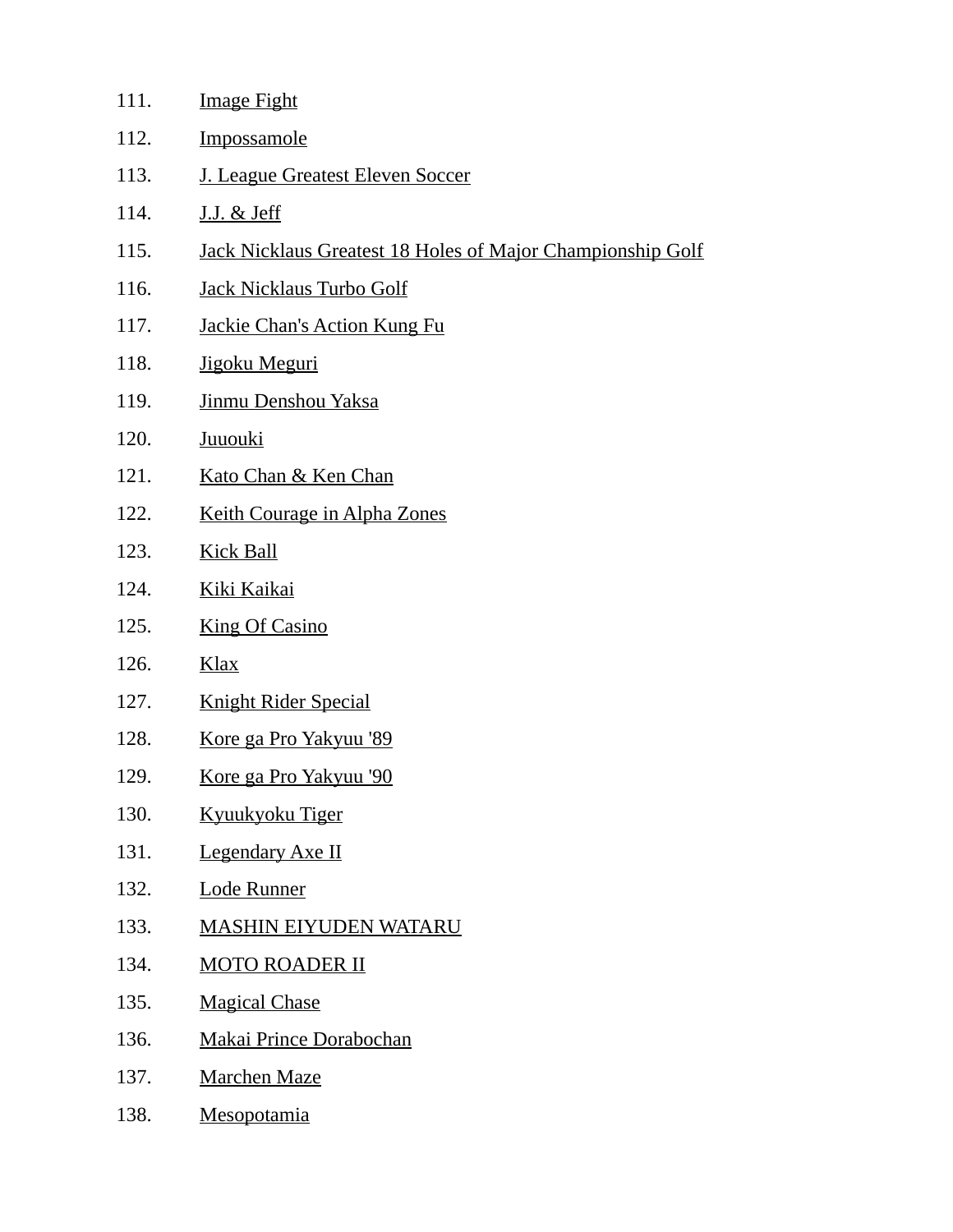111. Image Fight
112. Impossamole
113. J. League Greatest Eleven Soccer
114. J.J. & Jeff
115. Jack Nicklaus Greatest 18 Holes of Major Championship Golf
116. Jack Nicklaus Turbo Golf
117. Jackie Chan's Action Kung Fu
118. Jigoku Meguri
119. Jinmu Denshou Yaksa
120. Juuouki
121. Kato Chan & Ken Chan
122. Keith Courage in Alpha Zones
123. Kick Ball
124. Kiki Kaikai
125. King Of Casino
126. Klax
127. Knight Rider Special
128. Kore ga Pro Yakyuu '89
129. Kore ga Pro Yakyuu '90
130. Kyuukyoku Tiger
131. Legendary Axe II
132. Lode Runner
133. MASHIN EIYUDEN WATARU
134. MOTO ROADER II
135. Magical Chase
136. Makai Prince Dorabochan
137. Marchen Maze
138. Mesopotamia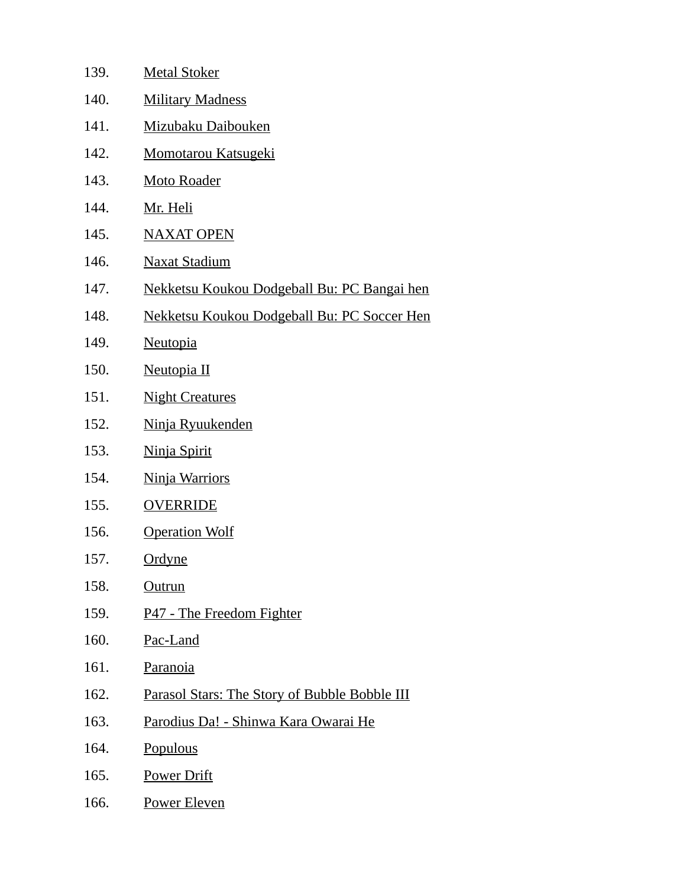139. Metal Stoker
140. Military Madness
141. Mizubaku Daibouken
142. Momotarou Katsugeki
143. Moto Roader
144. Mr. Heli
145. NAXAT OPEN
146. Naxat Stadium
147. Nekketsu Koukou Dodgeball Bu: PC Bangai hen
148. Nekketsu Koukou Dodgeball Bu: PC Soccer Hen
149. Neutopia
150. Neutopia II
151. Night Creatures
152. Ninja Ryuukenden
153. Ninja Spirit
154. Ninja Warriors
155. OVERRIDE
156. Operation Wolf
157. Ordyne
158. Outrun
159. P47 - The Freedom Fighter
160. Pac-Land
161. Paranoia
162. Parasol Stars: The Story of Bubble Bobble III
163. Parodius Da! - Shinwa Kara Owarai He
164. Populous
165. Power Drift
166. Power Eleven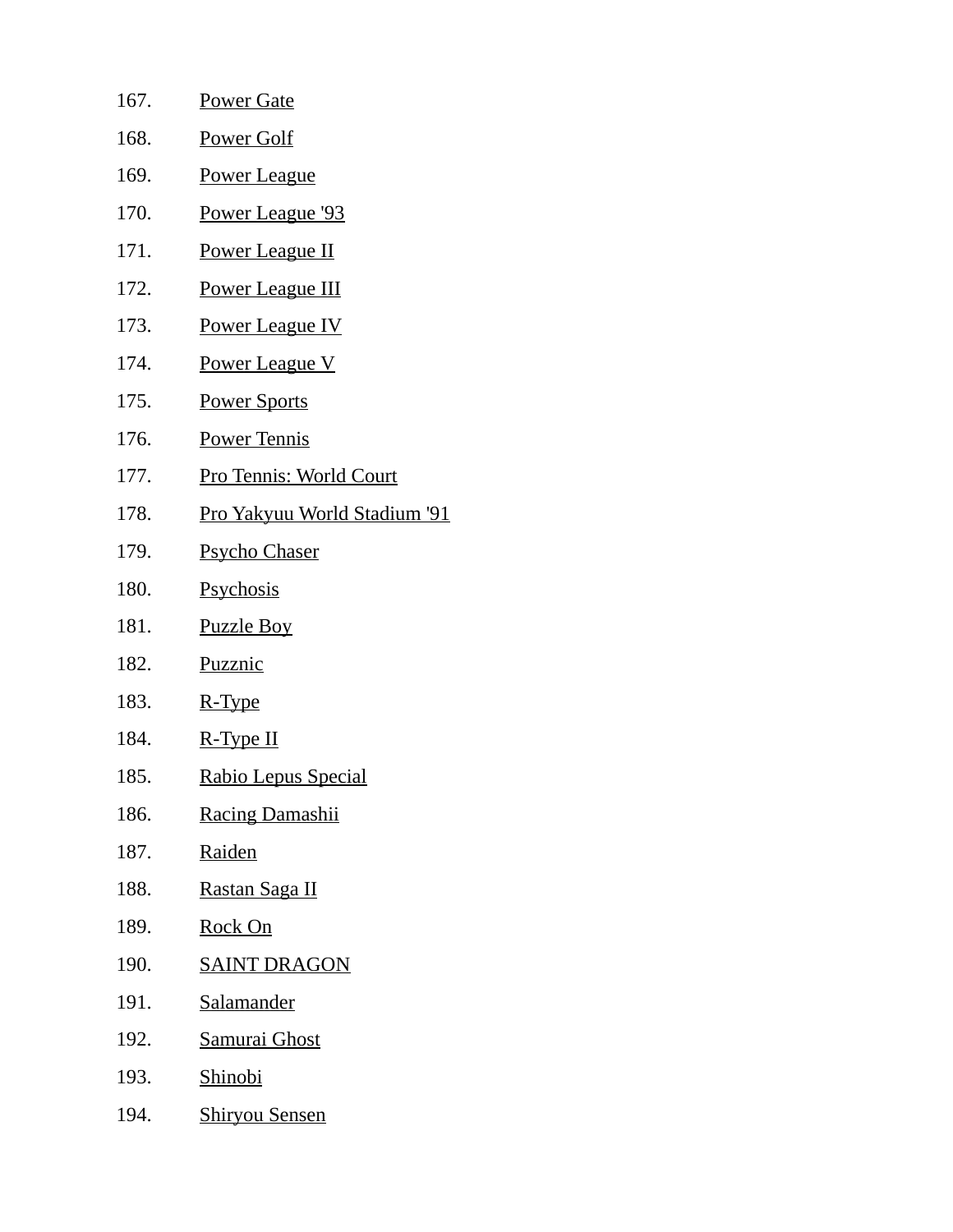167. Power Gate
168. Power Golf
169. Power League
170. Power League '93
171. Power League II
172. Power League III
173. Power League IV
174. Power League V
175. Power Sports
176. Power Tennis
177. Pro Tennis: World Court
178. Pro Yakyuu World Stadium '91
179. Psycho Chaser
180. Psychosis
181. Puzzle Boy
182. Puzznic
183. R-Type
184. R-Type II
185. Rabio Lepus Special
186. Racing Damashii
187. Raiden
188. Rastan Saga II
189. Rock On
190. SAINT DRAGON
191. Salamander
192. Samurai Ghost
193. Shinobi
194. Shiryou Sensen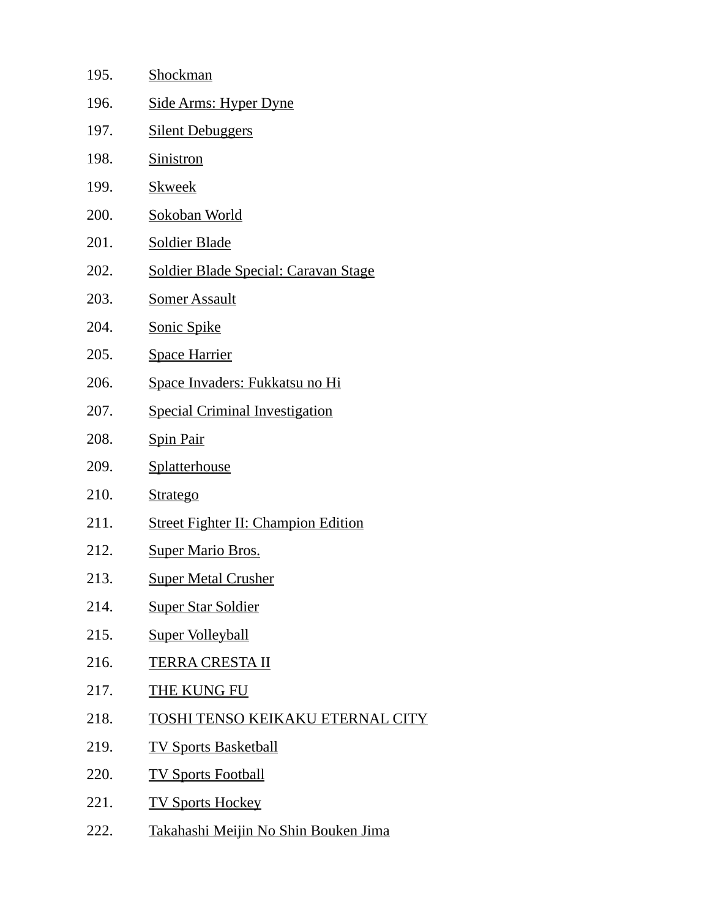195. Shockman
196. Side Arms: Hyper Dyne
197. Silent Debuggers
198. Sinistron
199. Skweek
200. Sokoban World
201. Soldier Blade
202. Soldier Blade Special: Caravan Stage
203. Somer Assault
204. Sonic Spike
205. Space Harrier
206. Space Invaders: Fukkatsu no Hi
207. Special Criminal Investigation
208. Spin Pair
209. Splatterhouse
210. Stratego
211. Street Fighter II: Champion Edition
212. Super Mario Bros.
213. Super Metal Crusher
214. Super Star Soldier
215. Super Volleyball
216. TERRA CRESTA II
217. THE KUNG FU
218. TOSHI TENSO KEIKAKU ETERNAL CITY
219. TV Sports Basketball
220. TV Sports Football
221. TV Sports Hockey
222. Takahashi Meijin No Shin Bouken Jima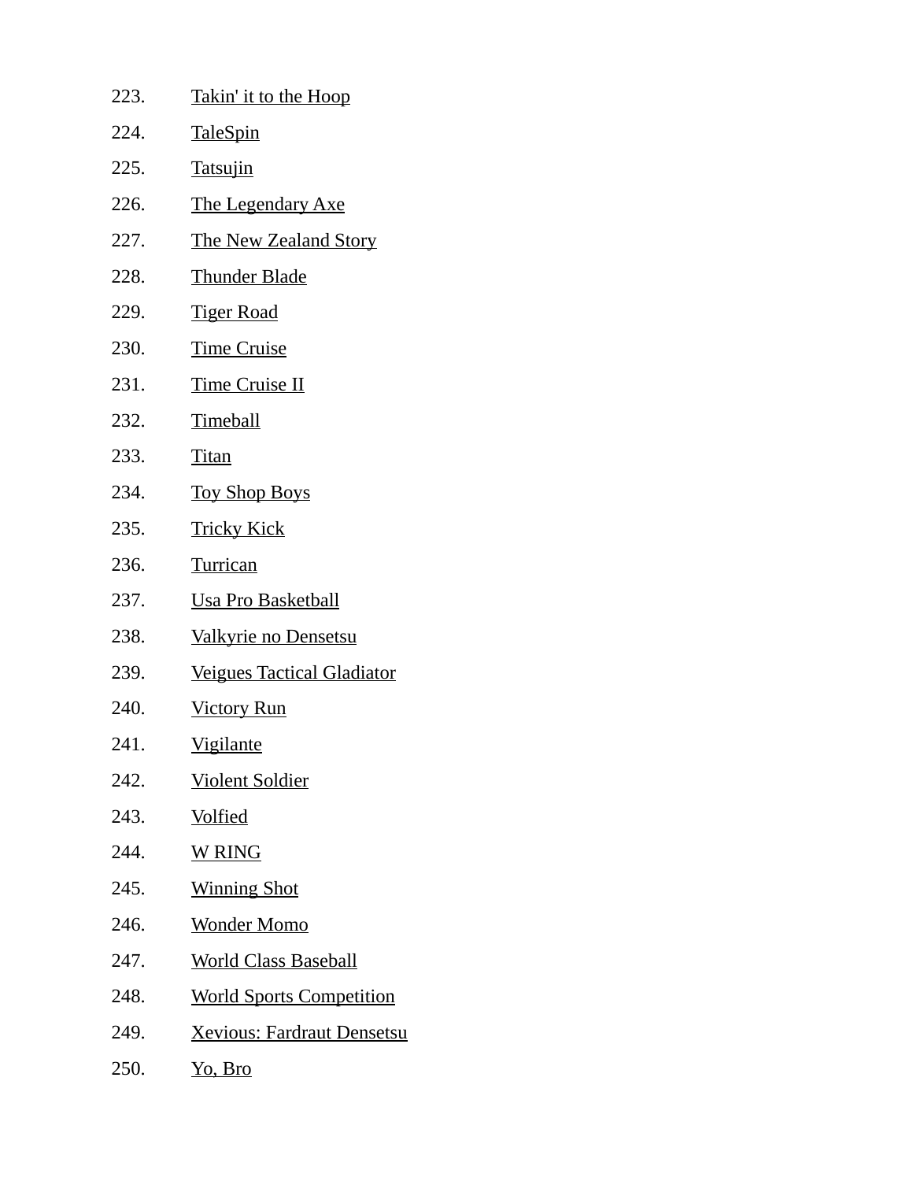223. Takin' it to the Hoop
224. TaleSpin
225. Tatsujin
226. The Legendary Axe
227. The New Zealand Story
228. Thunder Blade
229. Tiger Road
230. Time Cruise
231. Time Cruise II
232. Timeball
233. Titan
234. Toy Shop Boys
235. Tricky Kick
236. Turrican
237. Usa Pro Basketball
238. Valkyrie no Densetsu
239. Veigues Tactical Gladiator
240. Victory Run
241. Vigilante
242. Violent Soldier
243. Volfied
244. W RING
245. Winning Shot
246. Wonder Momo
247. World Class Baseball
248. World Sports Competition
249. Xevious: Fardraut Densetsu
250. Yo, Bro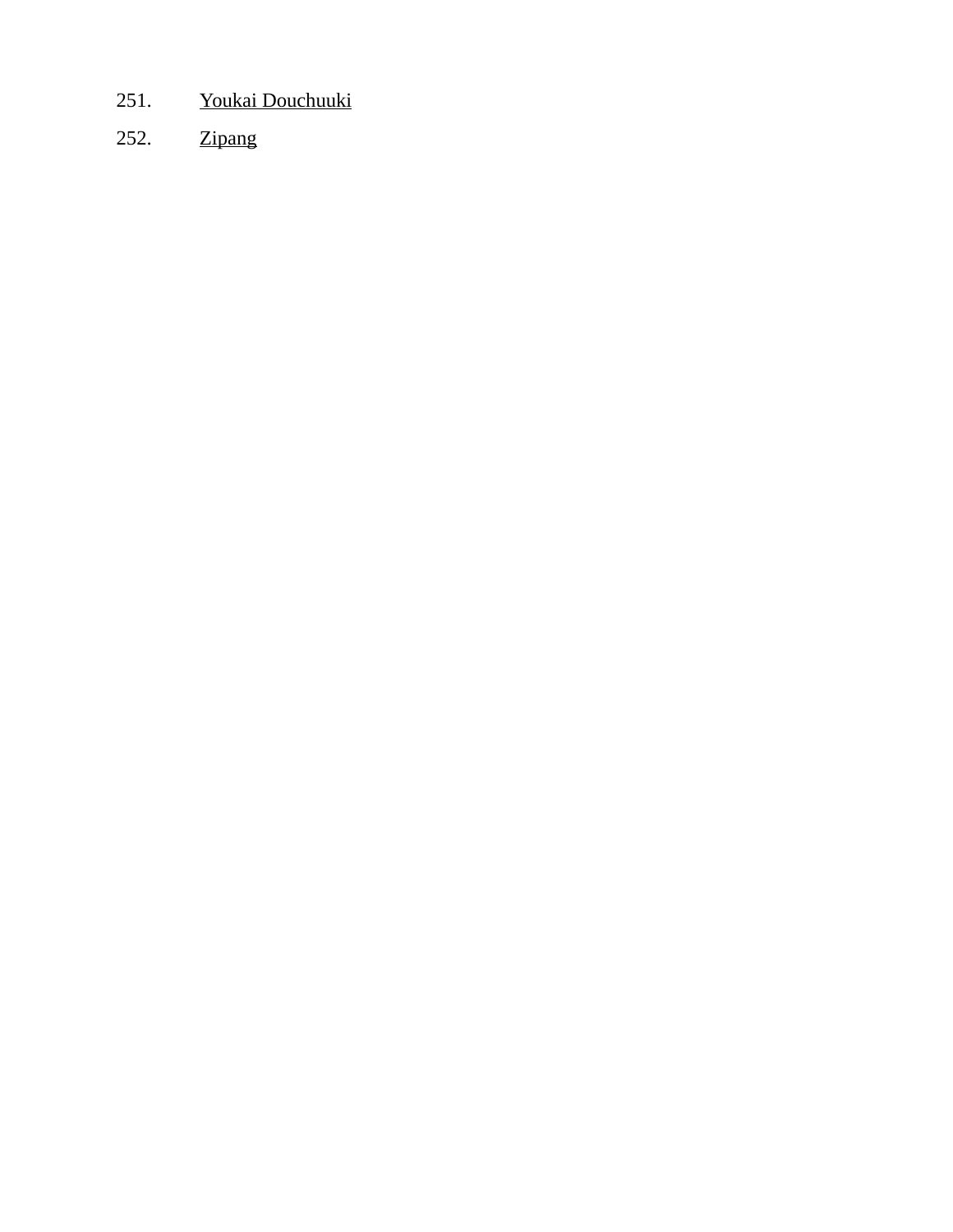251. Youkai Douchuuki
252. Zipang